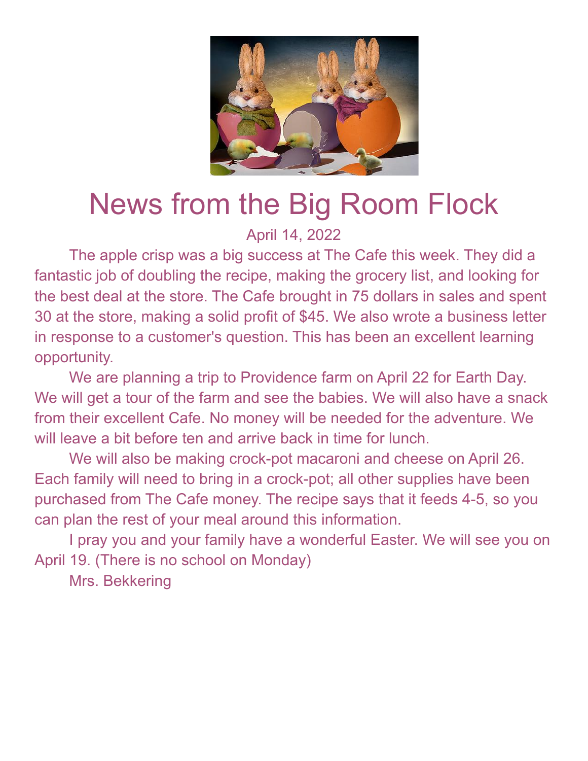# News from the Big Room Flock

April 14, 2022

The apple crisp was a big success at The Cafe this week. They did a fantastic job of doubling the recipe, making the grocery list, and looking for the best deal at the store. The Cafe brought in 75 dollars in sales and spent 30 at the store, making a solid profit of $45. We also wrote a business letter in response to a customer's question. This has been an excellent learning opportunity.

We are planning a trip to Providence farm on April 22 for Earth Day. We will get a tour of the farm and see the babies. We will also have a snack from their excellent Cafe. No money will be needed for the adventure. We will leave a bit before ten and arrive back in time for lunch.

We will also be making crock-pot macaroni and cheese on April 26. Each family will need to bring in a crock-pot; all other supplies have been purchased from The Cafe money. The recipe says that it feeds 4-5, so you can plan the rest of your meal around this information.

I pray you and your family have a wonderful Easter. We will see you on April 19. (There is no school on Monday)

Mrs. Bekkering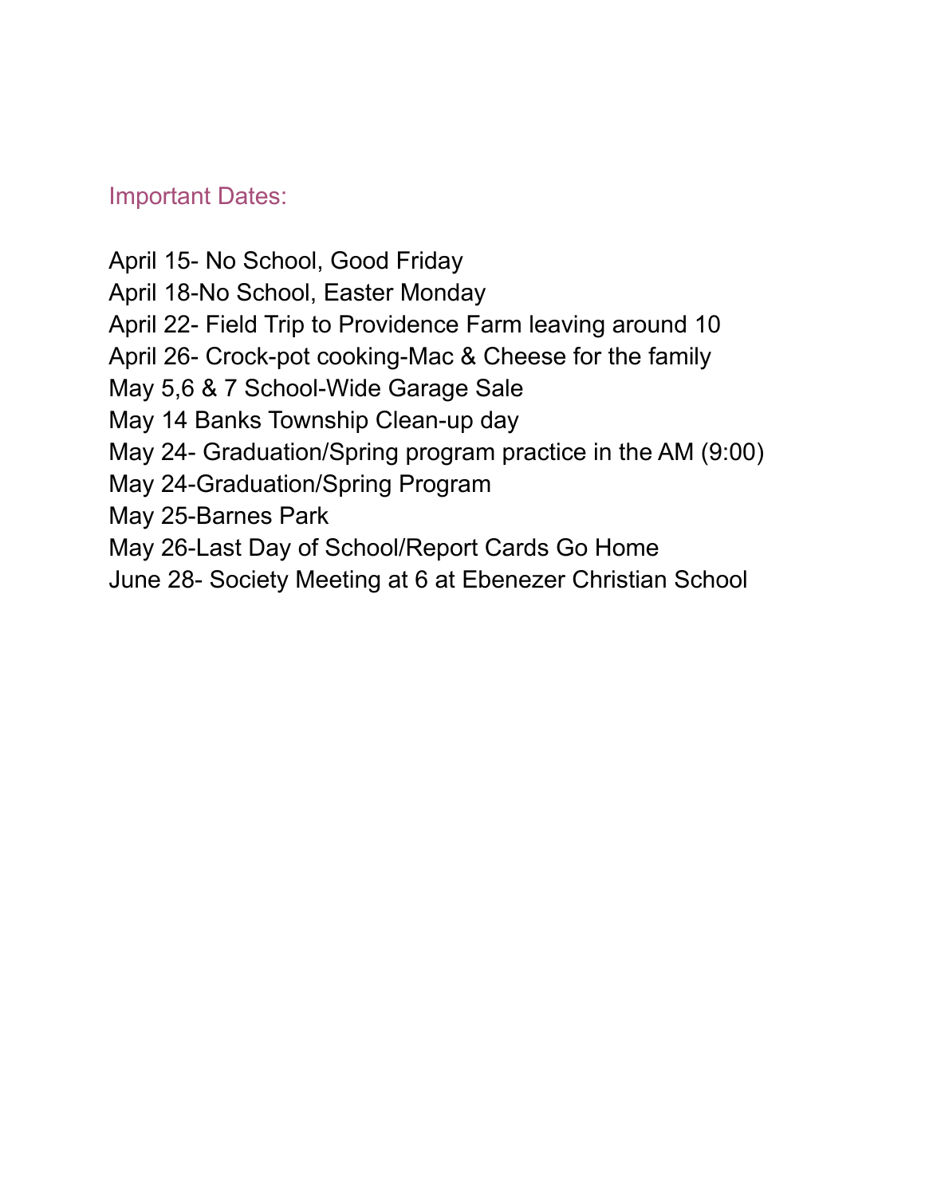## Important Dates:

April 15- No School, Good Friday
April 18-No School, Easter Monday
April 22- Field Trip to Providence Farm leaving around 10
April 26- Crock-pot cooking-Mac & Cheese for the family
May 5,6 & 7 School-Wide Garage Sale
May 14 Banks Township Clean-up day
May 24- Graduation/Spring program practice in the AM (9:00)
May 24-Graduation/Spring Program
May 25-Barnes Park
May 26-Last Day of School/Report Cards Go Home
June 28- Society Meeting at 6 at Ebenezer Christian School